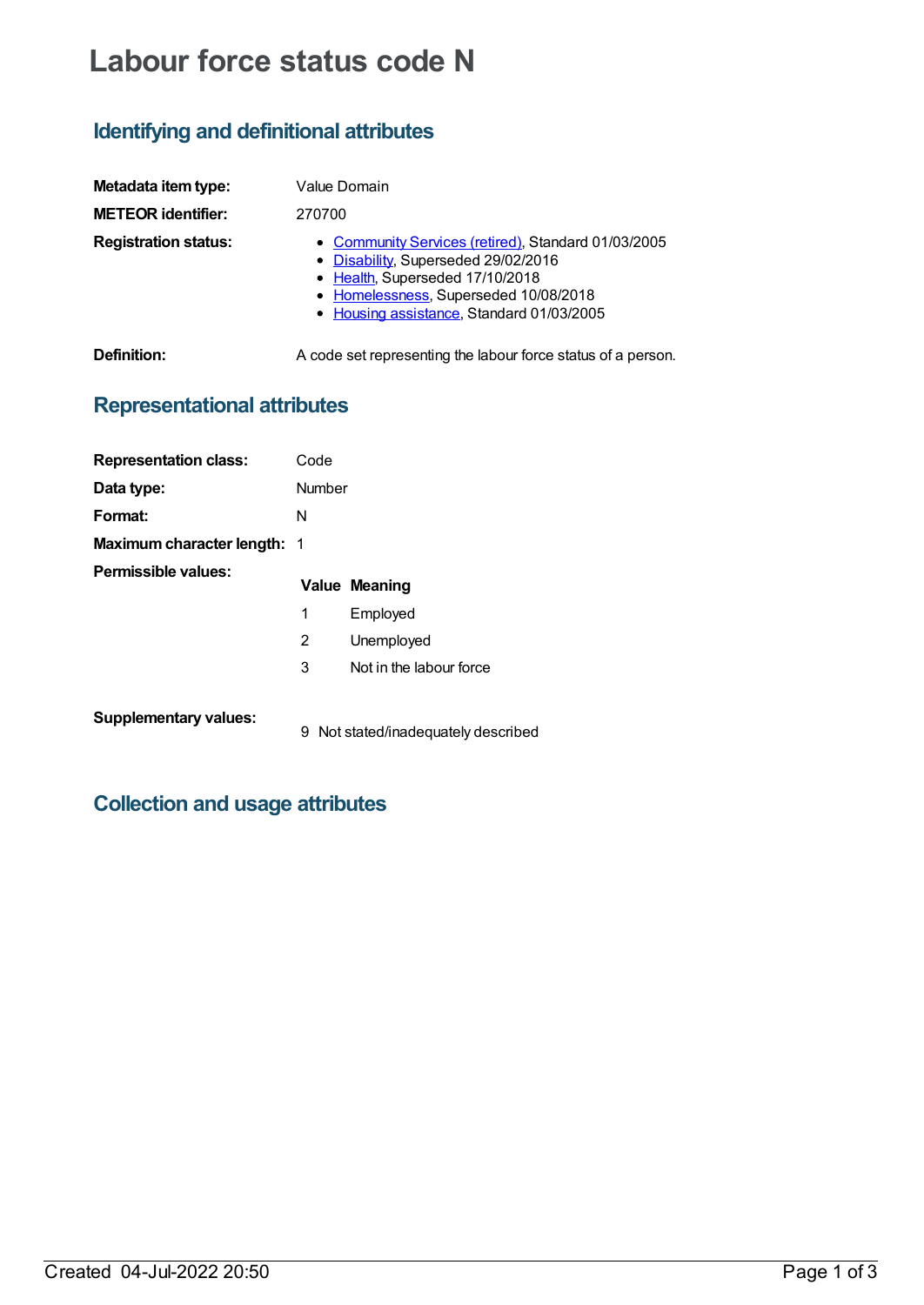# Labour force status code N

## Identifying and definitional attributes

| | |
|---|---|
| **Metadata item type:** | Value Domain |
| **METEOR identifier:** | 270700 |
| **Registration status:** | • Community Services (retired), Standard 01/03/2005<br>• Disability, Superseded 29/02/2016<br>• Health, Superseded 17/10/2018<br>• Homelessness, Superseded 10/08/2018<br>• Housing assistance, Standard 01/03/2005 |
| **Definition:** | A code set representing the labour force status of a person. |

## Representational attributes

| | |
|---|---|
| **Representation class:** | Code |
| **Data type:** | Number |
| **Format:** | N |
| **Maximum character length:** | 1 |

**Permissible values:**

| Value | Meaning |
|---|---|
| 1 | Employed |
| 2 | Unemployed |
| 3 | Not in the labour force |

**Supplementary values:**

| Value | Meaning |
|---|---|
| 9 | Not stated/inadequately described |

## Collection and usage attributes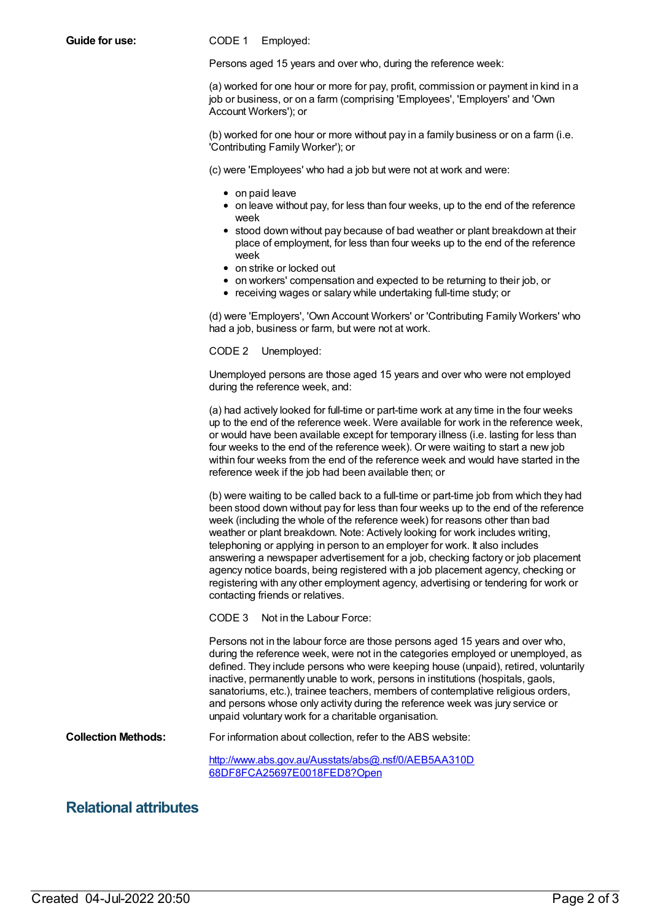**Guide for use:**

CODE 1 Employed:

Persons aged 15 years and over who, during the reference week:

(a) worked for one hour or more for pay, profit, commission or payment in kind in a job or business, or on a farm (comprising 'Employees', 'Employers' and 'Own Account Workers'); or

(b) worked for one hour or more without pay in a family business or on a farm (i.e. 'Contributing Family Worker'); or

(c) were 'Employees' who had a job but were not at work and were:

- on paid leave
- on leave without pay, for less than four weeks, up to the end of the reference week
- stood down without pay because of bad weather or plant breakdown at their place of employment, for less than four weeks up to the end of the reference week
- on strike or locked out
- on workers' compensation and expected to be returning to their job, or
- receiving wages or salary while undertaking full-time study; or

(d) were 'Employers', 'Own Account Workers' or 'Contributing Family Workers' who had a job, business or farm, but were not at work.

CODE 2 Unemployed:

Unemployed persons are those aged 15 years and over who were not employed during the reference week, and:

(a) had actively looked for full-time or part-time work at any time in the four weeks up to the end of the reference week. Were available for work in the reference week, or would have been available except for temporary illness (i.e. lasting for less than four weeks to the end of the reference week). Or were waiting to start a new job within four weeks from the end of the reference week and would have started in the reference week if the job had been available then; or

(b) were waiting to be called back to a full-time or part-time job from which they had been stood down without pay for less than four weeks up to the end of the reference week (including the whole of the reference week) for reasons other than bad weather or plant breakdown. Note: Actively looking for work includes writing, telephoning or applying in person to an employer for work. It also includes answering a newspaper advertisement for a job, checking factory or job placement agency notice boards, being registered with a job placement agency, checking or registering with any other employment agency, advertising or tendering for work or contacting friends or relatives.

CODE 3 Not in the Labour Force:

Persons not in the labour force are those persons aged 15 years and over who, during the reference week, were not in the categories employed or unemployed, as defined. They include persons who were keeping house (unpaid), retired, voluntarily inactive, permanently unable to work, persons in institutions (hospitals, gaols, sanatoriums, etc.), trainee teachers, members of contemplative religious orders, and persons whose only activity during the reference week was jury service or unpaid voluntary work for a charitable organisation.

**Collection Methods:**

For information about collection, refer to the ABS website:

[http://www.abs.gov.au/Ausstats/abs@.nsf/0/AEB5AA310D68DF8FCA25697E0018FED8?Open](http://www.abs.gov.au/Ausstats/abs@.nsf/0/AEB5AA310D68DF8FCA25697E0018FED8?Open)

## Relational attributes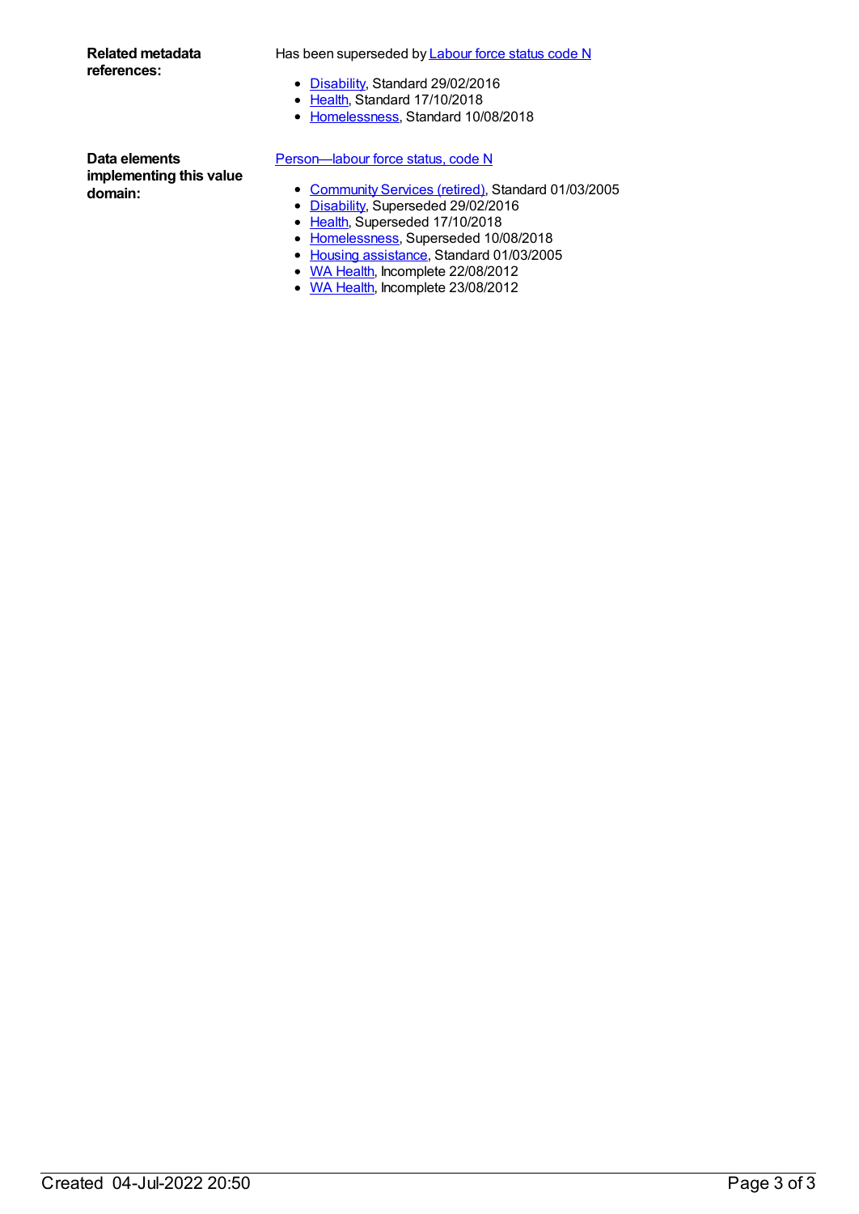**Related metadata references:**

Has been superseded by Labour force status code N

- Disability, Standard 29/02/2016
- Health, Standard 17/10/2018
- Homelessness, Standard 10/08/2018

**Data elements implementing this value domain:**

Person—labour force status, code N

- Community Services (retired), Standard 01/03/2005
- Disability, Superseded 29/02/2016
- Health, Superseded 17/10/2018
- Homelessness, Superseded 10/08/2018
- Housing assistance, Standard 01/03/2005
- WA Health, Incomplete 22/08/2012
- WA Health, Incomplete 23/08/2012